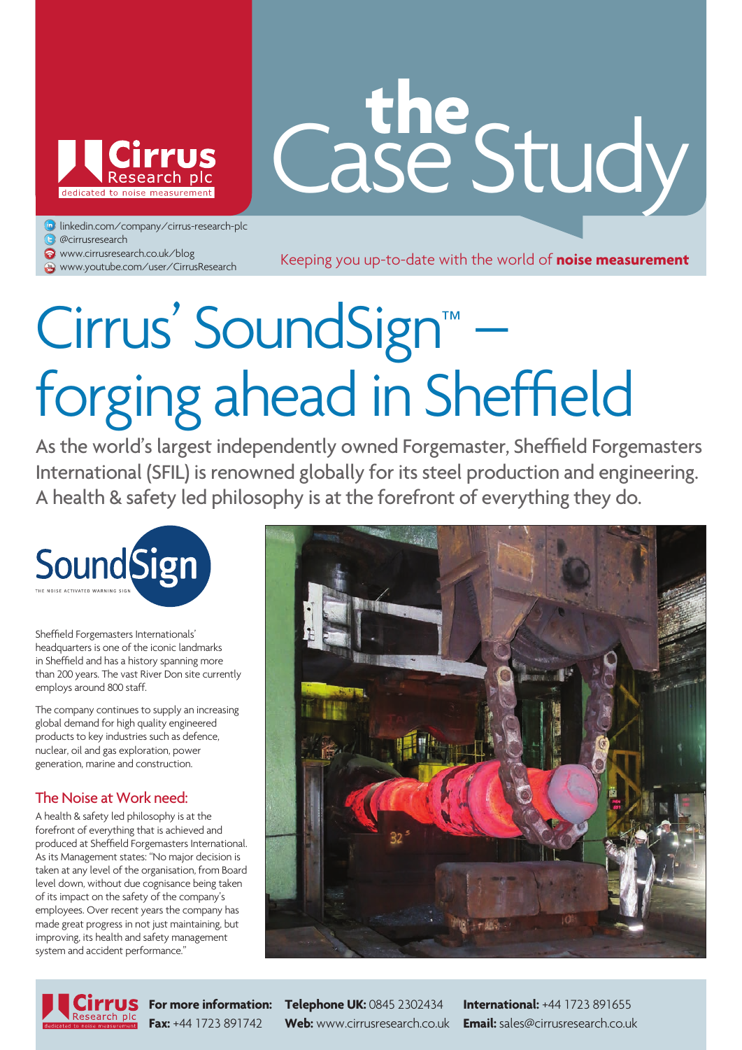Cirrus Research plc
dedicated to noise measurement

# the Case Study

linkedin.com/company/cirrus-research-plc
@cirrusresearch
www.cirrusresearch.co.uk/blog
www.youtube.com/user/CirrusResearch

Keeping you up-to-date with the world of **noise measurement**

# Cirrus' SoundSign™ – forging ahead in Sheffield

As the world's largest independently owned Forgemaster, Sheffield Forgemasters International (SFIL) is renowned globally for its steel production and engineering. A health & safety led philosophy is at the forefront of everything they do.

SoundSign
THE NOISE ACTIVATED WARNING SIGN

Sheffield Forgemasters Internationals' headquarters is one of the iconic landmarks in Sheffield and has a history spanning more than 200 years. The vast River Don site currently employs around 800 staff.

The company continues to supply an increasing global demand for high quality engineered products to key industries such as defence, nuclear, oil and gas exploration, power generation, marine and construction.

## The Noise at Work need:

A health & safety led philosophy is at the forefront of everything that is achieved and produced at Sheffield Forgemasters International. As its Management states: "No major decision is taken at any level of the organisation, from Board level down, without due cognisance being taken of its impact on the safety of the company's employees. Over recent years the company has made great progress in not just maintaining, but improving, its health and safety management system and accident performance."

Cirrus Research plc
dedicated to noise measurement

**For more information:** **Telephone UK:** 0845 2302434 **International:** +44 1723 891655
**Fax:** +44 1723 891742 **Web:** www.cirrusresearch.co.uk **Email:** sales@cirrusresearch.co.uk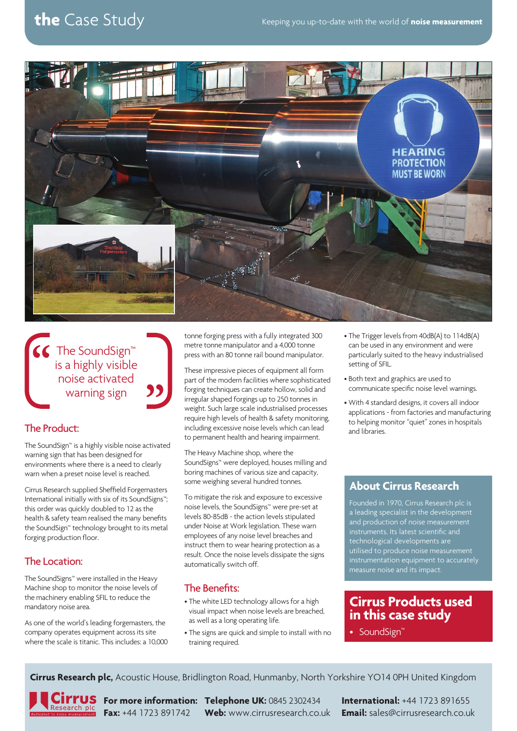# the Case Study

Keeping you up-to-date with the world of **noise measurement**

HEARING PROTECTION MUST BE WORN

> The SoundSign™ is a highly visible noise activated warning sign

## The Product:

The SoundSign™ is a highly visible noise activated warning sign that has been designed for environments where there is a need to clearly warn when a preset noise level is reached.

Cirrus Research supplied Sheffield Forgemasters International initially with six of its SoundSigns™; this order was quickly doubled to 12 as the health & safety team realised the many benefits the SoundSign™ technology brought to its metal forging production floor.

## The Location:

The SoundSigns™ were installed in the Heavy Machine shop to monitor the noise levels of the machinery enabling SFIL to reduce the mandatory noise area.

As one of the world's leading forgemasters, the company operates equipment across its site where the scale is titanic. This includes: a 10,000 tonne forging press with a fully integrated 300 metre tonne manipulator and a 4,000 tonne press with an 80 tonne rail bound manipulator.

These impressive pieces of equipment all form part of the modern facilities where sophisticated forging techniques can create hollow, solid and irregular shaped forgings up to 250 tonnes in weight. Such large scale industrialised processes require high levels of health & safety monitoring, including excessive noise levels which can lead to permanent health and hearing impairment.

The Heavy Machine shop, where the SoundSigns™ were deployed, houses milling and boring machines of various size and capacity, some weighing several hundred tonnes.

To mitigate the risk and exposure to excessive noise levels, the SoundSigns™ were pre-set at levels 80-85dB - the action levels stipulated under Noise at Work legislation. These warn employees of any noise level breaches and instruct them to wear hearing protection as a result. Once the noise levels dissipate the signs automatically switch off.

## The Benefits:

- The white LED technology allows for a high visual impact when noise levels are breached, as well as a long operating life.
- The signs are quick and simple to install with no training required.
- The Trigger levels from 40dB(A) to 114dB(A) can be used in any environment and were particularly suited to the heavy industrialised setting of SFIL.
- Both text and graphics are used to communicate specific noise level warnings.
- With 4 standard designs, it covers all indoor applications - from factories and manufacturing to helping monitor "quiet" zones in hospitals and libraries.

## About Cirrus Research

Founded in 1970, Cirrus Research plc is a leading specialist in the development and production of noise measurement instruments. Its latest scientific and technological developments are utilised to produce noise measurement instrumentation equipment to accurately measure noise and its impact.

## Cirrus Products used in this case study

- SoundSign™

**Cirrus Research plc,** Acoustic House, Bridlington Road, Hunmanby, North Yorkshire YO14 0PH United Kingdom

**For more information:** **Telephone UK:** 0845 2302434 **International:** +44 1723 891655
**Fax:** +44 1723 891742 **Web:** www.cirrusresearch.co.uk **Email:** sales@cirrusresearch.co.uk